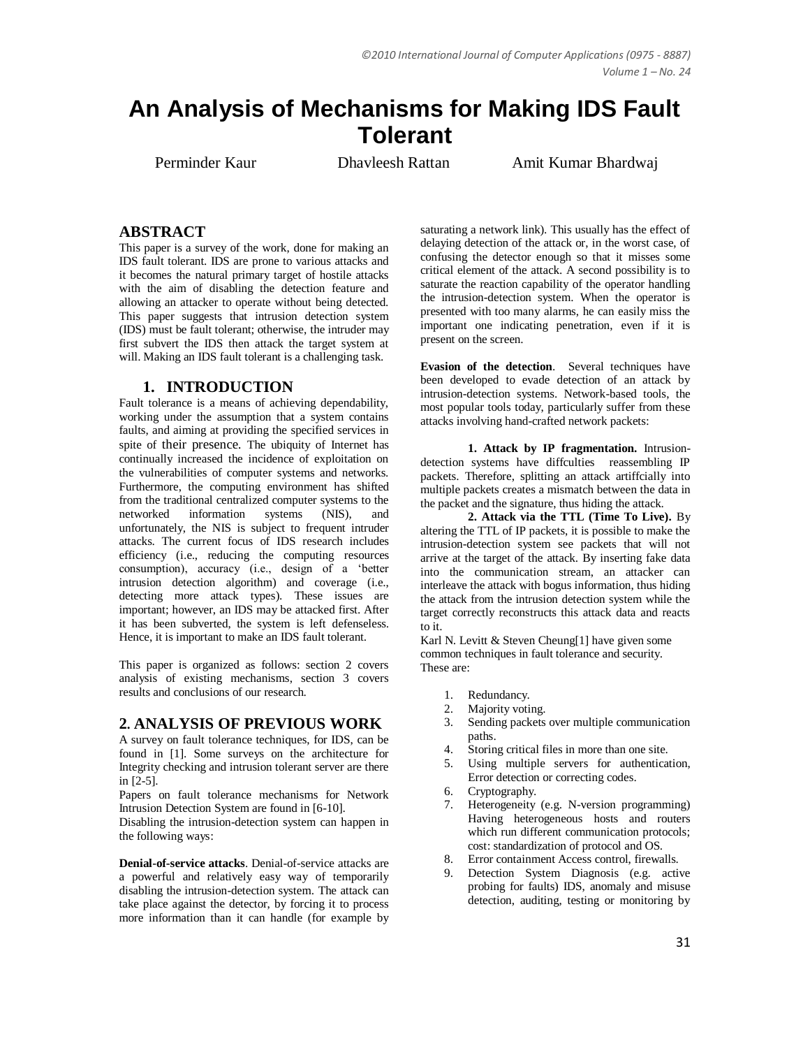# An Analysis of Mechanisms for Making IDS Fault Tolerant

Perminder Kaur　　Dhavleesh Rattan　　Amit Kumar Bhardwaj

## ABSTRACT

This paper is a survey of the work, done for making an IDS fault tolerant. IDS are prone to various attacks and it becomes the natural primary target of hostile attacks with the aim of disabling the detection feature and allowing an attacker to operate without being detected. This paper suggests that intrusion detection system (IDS) must be fault tolerant; otherwise, the intruder may first subvert the IDS then attack the target system at will. Making an IDS fault tolerant is a challenging task.

## 1. INTRODUCTION

Fault tolerance is a means of achieving dependability, working under the assumption that a system contains faults, and aiming at providing the specified services in spite of their presence. The ubiquity of Internet has continually increased the incidence of exploitation on the vulnerabilities of computer systems and networks. Furthermore, the computing environment has shifted from the traditional centralized computer systems to the networked information systems (NIS), and unfortunately, the NIS is subject to frequent intruder attacks. The current focus of IDS research includes efficiency (i.e., reducing the computing resources consumption), accuracy (i.e., design of a 'better intrusion detection algorithm) and coverage (i.e., detecting more attack types). These issues are important; however, an IDS may be attacked first. After it has been subverted, the system is left defenseless. Hence, it is important to make an IDS fault tolerant.

This paper is organized as follows: section 2 covers analysis of existing mechanisms, section 3 covers results and conclusions of our research.

## 2. ANALYSIS OF PREVIOUS WORK

A survey on fault tolerance techniques, for IDS, can be found in [1]. Some surveys on the architecture for Integrity checking and intrusion tolerant server are there in [2-5].

Papers on fault tolerance mechanisms for Network Intrusion Detection System are found in [6-10].

Disabling the intrusion-detection system can happen in the following ways:

**Denial-of-service attacks**. Denial-of-service attacks are a powerful and relatively easy way of temporarily disabling the intrusion-detection system. The attack can take place against the detector, by forcing it to process more information than it can handle (for example by saturating a network link). This usually has the effect of delaying detection of the attack or, in the worst case, of confusing the detector enough so that it misses some critical element of the attack. A second possibility is to saturate the reaction capability of the operator handling the intrusion-detection system. When the operator is presented with too many alarms, he can easily miss the important one indicating penetration, even if it is present on the screen.

**Evasion of the detection**. Several techniques have been developed to evade detection of an attack by intrusion-detection systems. Network-based tools, the most popular tools today, particularly suffer from these attacks involving hand-crafted network packets:

**1. Attack by IP fragmentation.** Intrusion-detection systems have diffculties reassembling IP packets. Therefore, splitting an attack artiffcially into multiple packets creates a mismatch between the data in the packet and the signature, thus hiding the attack.

**2. Attack via the TTL (Time To Live).** By altering the TTL of IP packets, it is possible to make the intrusion-detection system see packets that will not arrive at the target of the attack. By inserting fake data into the communication stream, an attacker can interleave the attack with bogus information, thus hiding the attack from the intrusion detection system while the target correctly reconstructs this attack data and reacts to it.

Karl N. Levitt & Steven Cheung[1] have given some common techniques in fault tolerance and security. These are:

1. Redundancy.
2. Majority voting.
3. Sending packets over multiple communication paths.
4. Storing critical files in more than one site.
5. Using multiple servers for authentication, Error detection or correcting codes.
6. Cryptography.
7. Heterogeneity (e.g. N-version programming) Having heterogeneous hosts and routers which run different communication protocols; cost: standardization of protocol and OS.
8. Error containment Access control, firewalls.
9. Detection System Diagnosis (e.g. active probing for faults) IDS, anomaly and misuse detection, auditing, testing or monitoring by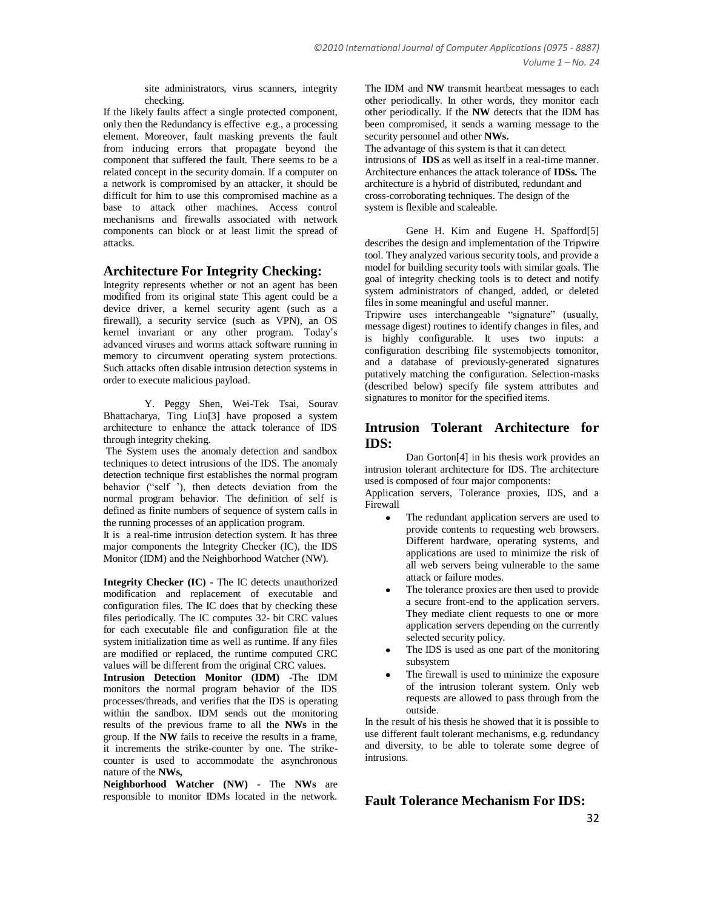site administrators, virus scanners, integrity checking.

If the likely faults affect a single protected component, only then the Redundancy is effective e.g., a processing element. Moreover, fault masking prevents the fault from inducing errors that propagate beyond the component that suffered the fault. There seems to be a related concept in the security domain. If a computer on a network is compromised by an attacker, it should be difficult for him to use this compromised machine as a base to attack other machines. Access control mechanisms and firewalls associated with network components can block or at least limit the spread of attacks.

## Architecture For Integrity Checking:

Integrity represents whether or not an agent has been modified from its original state This agent could be a device driver, a kernel security agent (such as a firewall), a security service (such as VPN), an OS kernel invariant or any other program. Today's advanced viruses and worms attack software running in memory to circumvent operating system protections. Such attacks often disable intrusion detection systems in order to execute malicious payload.

Y. Peggy Shen, Wei-Tek Tsai, Sourav Bhattacharya, Ting Liu[3] have proposed a system architecture to enhance the attack tolerance of IDS through integrity cheking.

The System uses the anomaly detection and sandbox techniques to detect intrusions of the IDS. The anomaly detection technique first establishes the normal program behavior ("self "), then detects deviation from the normal program behavior. The definition of self is defined as finite numbers of sequence of system calls in the running processes of an application program.

It is a real-time intrusion detection system. It has three major components the Integrity Checker (IC), the IDS Monitor (IDM) and the Neighborhood Watcher (NW).

**Integrity Checker (IC)** - The IC detects unauthorized modification and replacement of executable and configuration files. The IC does that by checking these files periodically. The IC computes 32- bit CRC values for each executable file and configuration file at the system initialization time as well as runtime. If any files are modified or replaced, the runtime computed CRC values will be different from the original CRC values.

**Intrusion Detection Monitor (IDM)** -The IDM monitors the normal program behavior of the IDS processes/threads, and verifies that the IDS is operating within the sandbox. IDM sends out the monitoring results of the previous frame to all the **NWs** in the group. If the **NW** fails to receive the results in a frame, it increments the strike-counter by one. The strike-counter is used to accommodate the asynchronous nature of the **NWs,**

**Neighborhood Watcher (NW)** - The **NWs** are responsible to monitor IDMs located in the network. The IDM and **NW** transmit heartbeat messages to each other periodically. In other words, they monitor each other periodically. If the **NW** detects that the IDM has been compromised, it sends a warning message to the security personnel and other **NWs.**

The advantage of this system is that it can detect intrusions of **IDS** as well as itself in a real-time manner. Architecture enhances the attack tolerance of **IDSs.** The architecture is a hybrid of distributed, redundant and cross-corroborating techniques. The design of the system is flexible and scaleable.

Gene H. Kim and Eugene H. Spafford[5] describes the design and implementation of the Tripwire tool. They analyzed various security tools, and provide a model for building security tools with similar goals. The goal of integrity checking tools is to detect and notify system administrators of changed, added, or deleted files in some meaningful and useful manner.

Tripwire uses interchangeable "signature" (usually, message digest) routines to identify changes in files, and is highly configurable. It uses two inputs: a configuration describing file systemobjects tomonitor, and a database of previously-generated signatures putatively matching the configuration. Selection-masks (described below) specify file system attributes and signatures to monitor for the specified items.

## Intrusion Tolerant Architecture for IDS:

Dan Gorton[4] in his thesis work provides an intrusion tolerant architecture for IDS. The architecture used is composed of four major components:

Application servers, Tolerance proxies, IDS, and a Firewall

- The redundant application servers are used to provide contents to requesting web browsers. Different hardware, operating systems, and applications are used to minimize the risk of all web servers being vulnerable to the same attack or failure modes.
- The tolerance proxies are then used to provide a secure front-end to the application servers. They mediate client requests to one or more application servers depending on the currently selected security policy.
- The IDS is used as one part of the monitoring subsystem
- The firewall is used to minimize the exposure of the intrusion tolerant system. Only web requests are allowed to pass through from the outside.

In the result of his thesis he showed that it is possible to use different fault tolerant mechanisms, e.g. redundancy and diversity, to be able to tolerate some degree of intrusions.

## Fault Tolerance Mechanism For IDS: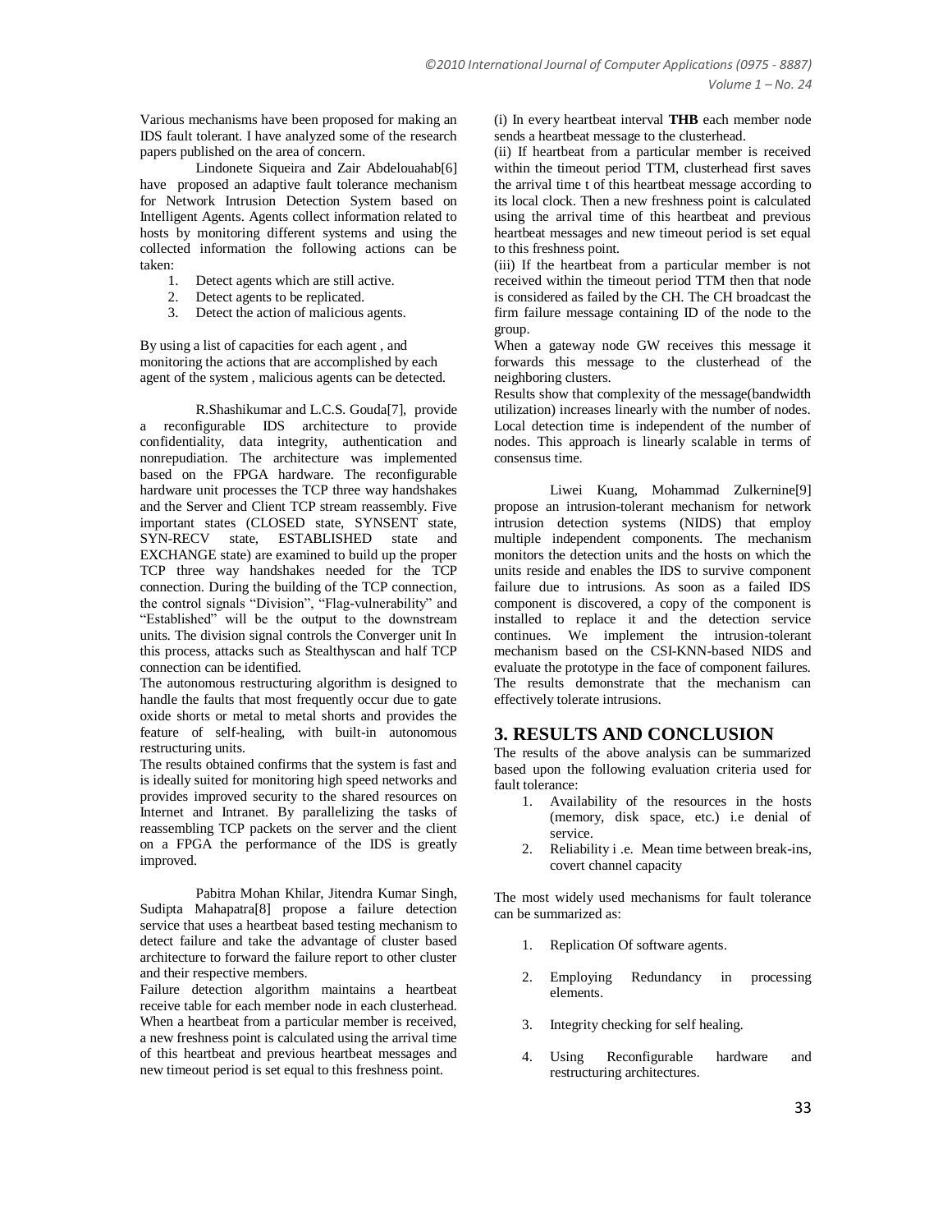Various mechanisms have been proposed for making an IDS fault tolerant. I have analyzed some of the research papers published on the area of concern.

Lindonete Siqueira and Zair Abdelouahab[6] have proposed an adaptive fault tolerance mechanism for Network Intrusion Detection System based on Intelligent Agents. Agents collect information related to hosts by monitoring different systems and using the collected information the following actions can be taken:

1. Detect agents which are still active.
2. Detect agents to be replicated.
3. Detect the action of malicious agents.

By using a list of capacities for each agent , and monitoring the actions that are accomplished by each agent of the system , malicious agents can be detected.

R.Shashikumar and L.C.S. Gouda[7], provide a reconfigurable IDS architecture to provide confidentiality, data integrity, authentication and nonrepudiation. The architecture was implemented based on the FPGA hardware. The reconfigurable hardware unit processes the TCP three way handshakes and the Server and Client TCP stream reassembly. Five important states (CLOSED state, SYNSENT state, SYN-RECV state, ESTABLISHED state and EXCHANGE state) are examined to build up the proper TCP three way handshakes needed for the TCP connection. During the building of the TCP connection, the control signals "Division", "Flag-vulnerability" and "Established" will be the output to the downstream units. The division signal controls the Converger unit In this process, attacks such as Stealthyscan and half TCP connection can be identified.

The autonomous restructuring algorithm is designed to handle the faults that most frequently occur due to gate oxide shorts or metal to metal shorts and provides the feature of self-healing, with built-in autonomous restructuring units.

The results obtained confirms that the system is fast and is ideally suited for monitoring high speed networks and provides improved security to the shared resources on Internet and Intranet. By parallelizing the tasks of reassembling TCP packets on the server and the client on a FPGA the performance of the IDS is greatly improved.

Pabitra Mohan Khilar, Jitendra Kumar Singh, Sudipta Mahapatra[8] propose a failure detection service that uses a heartbeat based testing mechanism to detect failure and take the advantage of cluster based architecture to forward the failure report to other cluster and their respective members.

Failure detection algorithm maintains a heartbeat receive table for each member node in each clusterhead. When a heartbeat from a particular member is received, a new freshness point is calculated using the arrival time of this heartbeat and previous heartbeat messages and new timeout period is set equal to this freshness point.

(i) In every heartbeat interval **THB** each member node sends a heartbeat message to the clusterhead.

(ii) If heartbeat from a particular member is received within the timeout period TTM, clusterhead first saves the arrival time t of this heartbeat message according to its local clock. Then a new freshness point is calculated using the arrival time of this heartbeat and previous heartbeat messages and new timeout period is set equal to this freshness point.

(iii) If the heartbeat from a particular member is not received within the timeout period TTM then that node is considered as failed by the CH. The CH broadcast the firm failure message containing ID of the node to the group.

When a gateway node GW receives this message it forwards this message to the clusterhead of the neighboring clusters.

Results show that complexity of the message(bandwidth utilization) increases linearly with the number of nodes. Local detection time is independent of the number of nodes. This approach is linearly scalable in terms of consensus time.

Liwei Kuang, Mohammad Zulkernine[9] propose an intrusion-tolerant mechanism for network intrusion detection systems (NIDS) that employ multiple independent components. The mechanism monitors the detection units and the hosts on which the units reside and enables the IDS to survive component failure due to intrusions. As soon as a failed IDS component is discovered, a copy of the component is installed to replace it and the detection service continues. We implement the intrusion-tolerant mechanism based on the CSI-KNN-based NIDS and evaluate the prototype in the face of component failures. The results demonstrate that the mechanism can effectively tolerate intrusions.

## 3. RESULTS AND CONCLUSION

The results of the above analysis can be summarized based upon the following evaluation criteria used for fault tolerance:

1. Availability of the resources in the hosts (memory, disk space, etc.) i.e denial of service.
2. Reliability i .e. Mean time between break-ins, covert channel capacity

The most widely used mechanisms for fault tolerance can be summarized as:

1. Replication Of software agents.
2. Employing Redundancy in processing elements.
3. Integrity checking for self healing.
4. Using Reconfigurable hardware and restructuring architectures.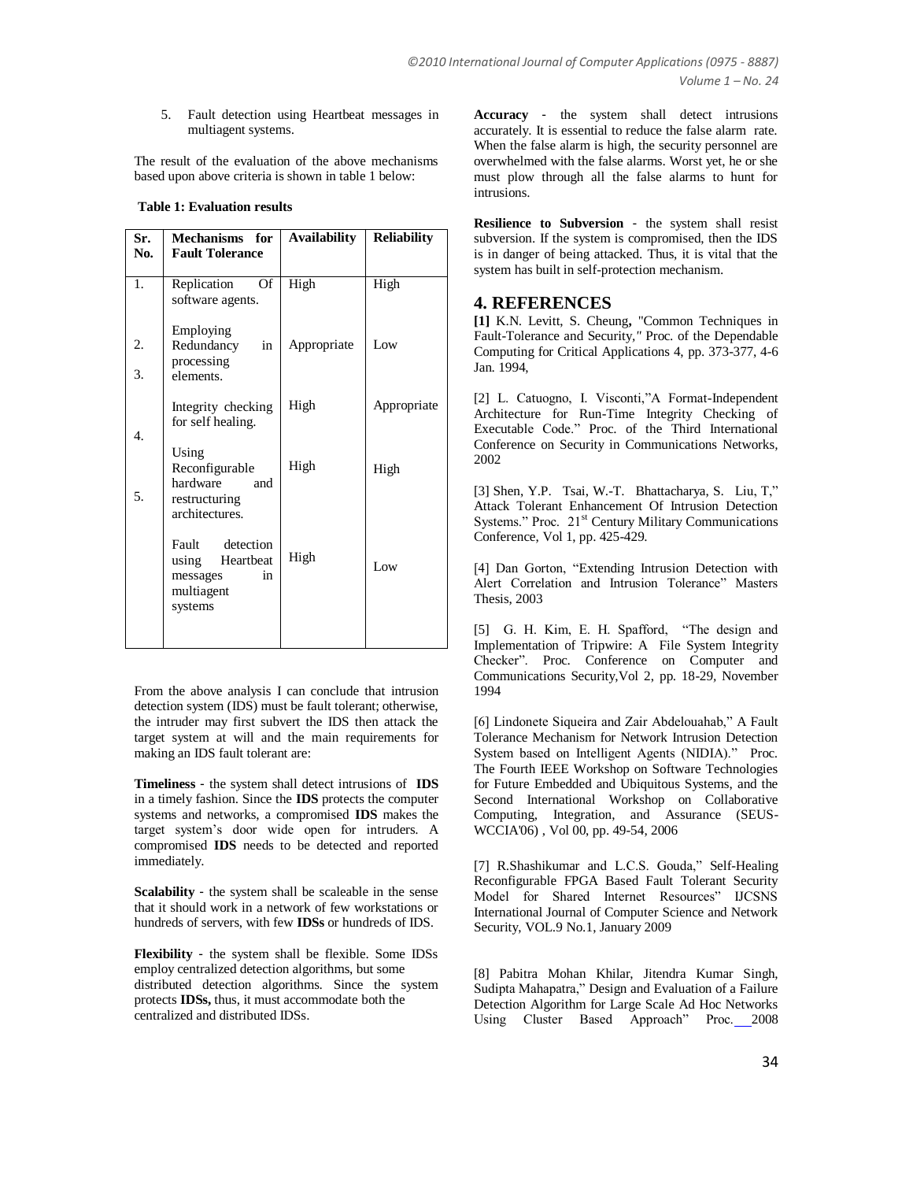5. Fault detection using Heartbeat messages in multiagent systems.

The result of the evaluation of the above mechanisms based upon above criteria is shown in table 1 below:

**Table 1: Evaluation results**

| Sr. No. | Mechanisms for Fault Tolerance | Availability | Reliability |
|---|---|---|---|
| 1. | Replication Of software agents. | High | High |
| 2. | Employing Redundancy in processing elements. | Appropriate | Low |
| 3. | Integrity checking for self healing. | High | Appropriate |
| 4. | Using Reconfigurable hardware and restructuring architectures. | High | High |
| 5. | Fault detection using Heartbeat messages in multiagent systems | High | Low |

From the above analysis I can conclude that intrusion detection system (IDS) must be fault tolerant; otherwise, the intruder may first subvert the IDS then attack the target system at will and the main requirements for making an IDS fault tolerant are:

**Timeliness** - the system shall detect intrusions of **IDS** in a timely fashion. Since the **IDS** protects the computer systems and networks, a compromised **IDS** makes the target system's door wide open for intruders. A compromised **IDS** needs to be detected and reported immediately.

**Scalability** - the system shall be scaleable in the sense that it should work in a network of few workstations or hundreds of servers, with few **IDSs** or hundreds of IDS.

**Flexibility** - the system shall be flexible. Some IDSs employ centralized detection algorithms, but some distributed detection algorithms. Since the system protects **IDSs,** thus, it must accommodate both the centralized and distributed IDSs.

**Accuracy** - the system shall detect intrusions accurately. It is essential to reduce the false alarm rate. When the false alarm is high, the security personnel are overwhelmed with the false alarms. Worst yet, he or she must plow through all the false alarms to hunt for intrusions.

**Resilience to Subversion** - the system shall resist subversion. If the system is compromised, then the IDS is in danger of being attacked. Thus, it is vital that the system has built in self-protection mechanism.

# 4. REFERENCES

**[1]** K.N. Levitt, S. Cheung**,** "Common Techniques in Fault-Tolerance and Security," Proc. of the Dependable Computing for Critical Applications 4, pp. 373-377, 4-6 Jan. 1994,

[2] L. Catuogno, I. Visconti,"A Format-Independent Architecture for Run-Time Integrity Checking of Executable Code." Proc. of the Third International Conference on Security in Communications Networks, 2002

[3] Shen, Y.P. Tsai, W.-T. Bhattacharya, S. Liu, T," Attack Tolerant Enhancement Of Intrusion Detection Systems." Proc. 21st Century Military Communications Conference, Vol 1, pp. 425-429.

[4] Dan Gorton, "Extending Intrusion Detection with Alert Correlation and Intrusion Tolerance" Masters Thesis, 2003

[5] G. H. Kim, E. H. Spafford, "The design and Implementation of Tripwire: A File System Integrity Checker". Proc. Conference on Computer and Communications Security,Vol 2, pp. 18-29, November 1994

[6] Lindonete Siqueira and Zair Abdelouahab," A Fault Tolerance Mechanism for Network Intrusion Detection System based on Intelligent Agents (NIDIA)." Proc. The Fourth IEEE Workshop on Software Technologies for Future Embedded and Ubiquitous Systems, and the Second International Workshop on Collaborative Computing, Integration, and Assurance (SEUS-WCCIA'06) , Vol 00, pp. 49-54, 2006

[7] R.Shashikumar and L.C.S. Gouda," Self-Healing Reconfigurable FPGA Based Fault Tolerant Security Model for Shared Internet Resources" IJCSNS International Journal of Computer Science and Network Security, VOL.9 No.1, January 2009

[8] Pabitra Mohan Khilar, Jitendra Kumar Singh, Sudipta Mahapatra," Design and Evaluation of a Failure Detection Algorithm for Large Scale Ad Hoc Networks Using Cluster Based Approach" Proc. 2008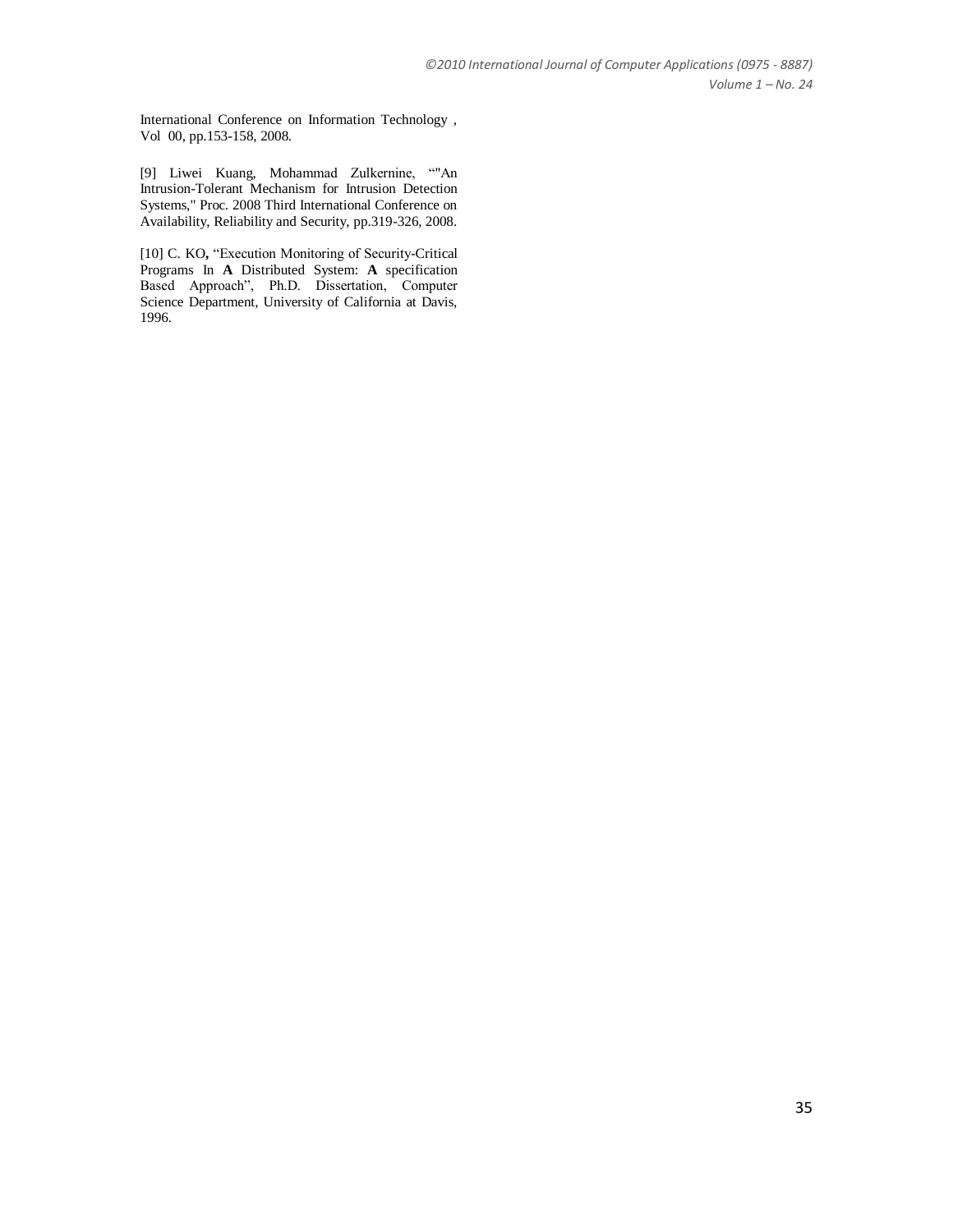International Conference on Information Technology , Vol 00, pp.153-158, 2008.

[9] Liwei Kuang, Mohammad Zulkernine, “"An Intrusion-Tolerant Mechanism for Intrusion Detection Systems," Proc. 2008 Third International Conference on Availability, Reliability and Security, pp.319-326, 2008.

[10] C. KO**,** “Execution Monitoring of Security-Critical Programs In **A** Distributed System: **A** specification Based Approach”, Ph.D. Dissertation, Computer Science Department, University of California at Davis, 1996.